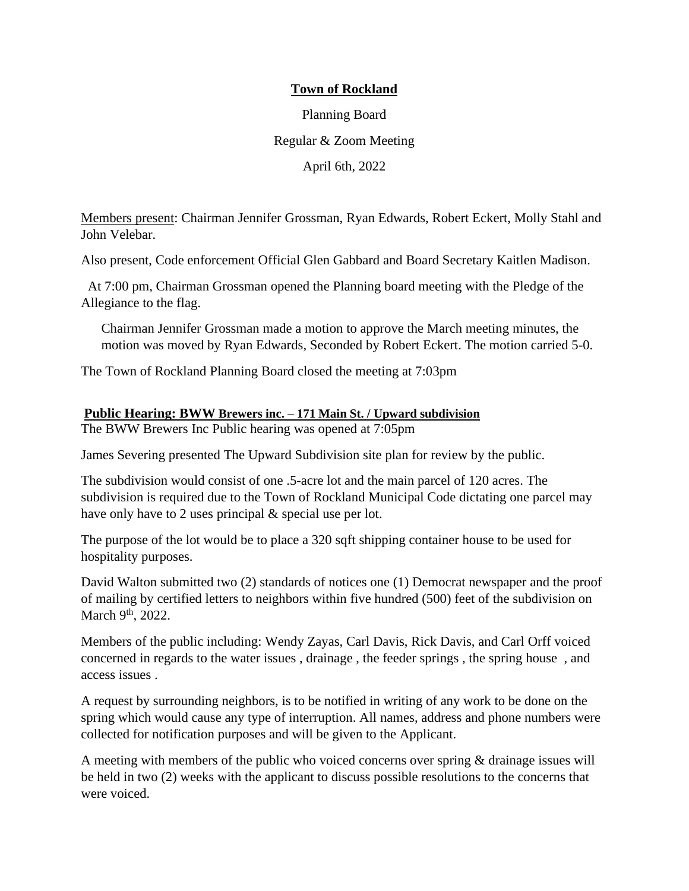**Town of Rockland**

Planning Board

Regular & Zoom Meeting

April 6th, 2022

Members present: Chairman Jennifer Grossman, Ryan Edwards, Robert Eckert, Molly Stahl and John Velebar.

Also present, Code enforcement Official Glen Gabbard and Board Secretary Kaitlen Madison.

At 7:00 pm, Chairman Grossman opened the Planning board meeting with the Pledge of the Allegiance to the flag.

Chairman Jennifer Grossman made a motion to approve the March meeting minutes, the motion was moved by Ryan Edwards, Seconded by Robert Eckert. The motion carried 5-0.

The Town of Rockland Planning Board closed the meeting at 7:03pm

**Public Hearing: BWW Brewers inc. – 171 Main St. / Upward subdivision**

The BWW Brewers Inc Public hearing was opened at 7:05pm

James Severing presented The Upward Subdivision site plan for review by the public.

The subdivision would consist of one .5-acre lot and the main parcel of 120 acres. The subdivision is required due to the Town of Rockland Municipal Code dictating one parcel may have only have to 2 uses principal & special use per lot.

The purpose of the lot would be to place a 320 sqft shipping container house to be used for hospitality purposes.

David Walton submitted two (2) standards of notices one (1) Democrat newspaper and the proof of mailing by certified letters to neighbors within five hundred (500) feet of the subdivision on March 9th, 2022.

Members of the public including: Wendy Zayas, Carl Davis, Rick Davis, and Carl Orff voiced concerned in regards to the water issues , drainage , the feeder springs , the spring house , and access issues .

A request by surrounding neighbors, is to be notified in writing of any work to be done on the spring which would cause any type of interruption. All names, address and phone numbers were collected for notification purposes and will be given to the Applicant.

A meeting with members of the public who voiced concerns over spring & drainage issues will be held in two (2) weeks with the applicant to discuss possible resolutions to the concerns that were voiced.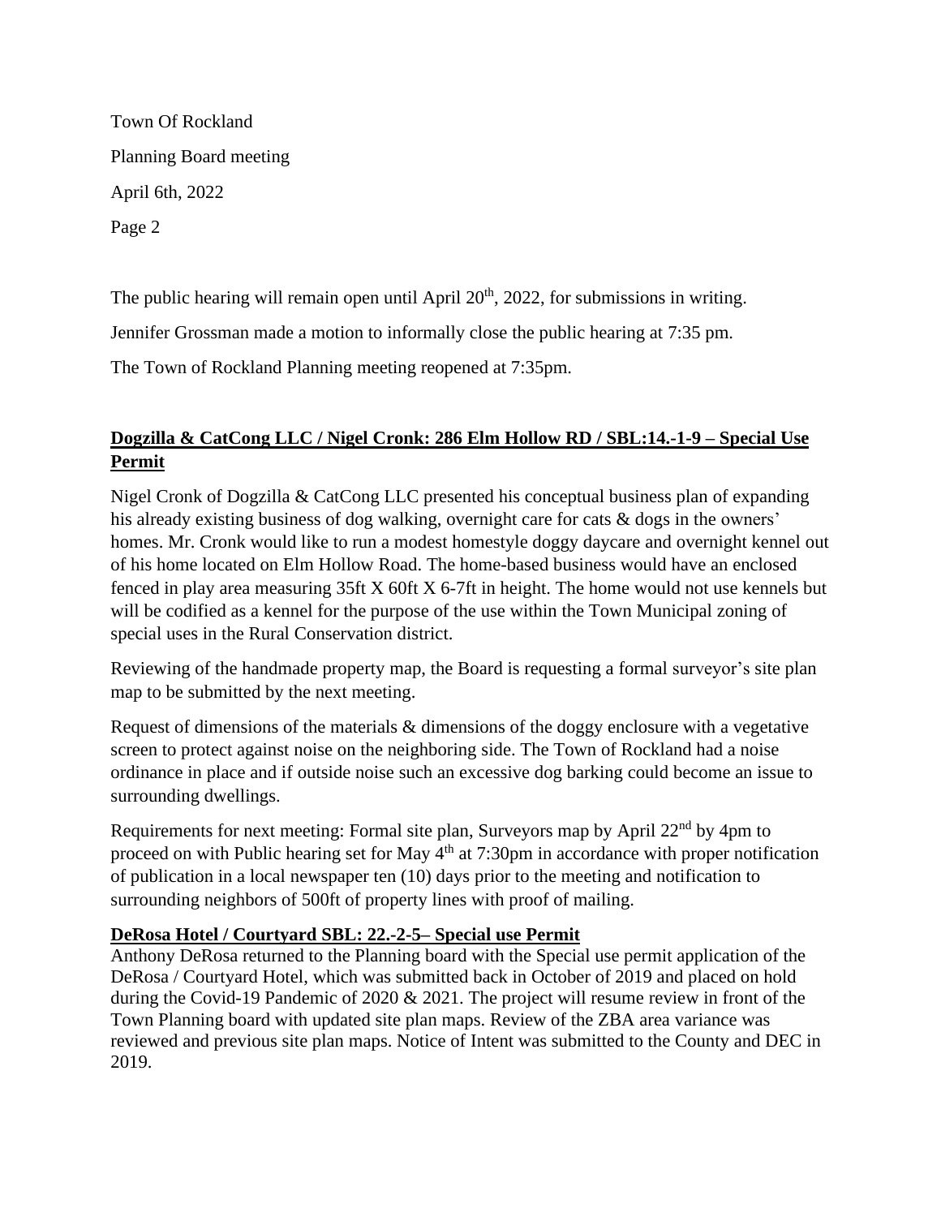The public hearing will remain open until April 20th, 2022, for submissions in writing.

Jennifer Grossman made a motion to informally close the public hearing at 7:35 pm.

The Town of Rockland Planning meeting reopened at 7:35pm.

**Dogzilla & CatCong LLC / Nigel Cronk: 286 Elm Hollow RD / SBL:14.-1-9 – Special Use Permit**

Nigel Cronk of Dogzilla & CatCong LLC presented his conceptual business plan of expanding his already existing business of dog walking, overnight care for cats & dogs in the owners' homes. Mr. Cronk would like to run a modest homestyle doggy daycare and overnight kennel out of his home located on Elm Hollow Road. The home-based business would have an enclosed fenced in play area measuring 35ft X 60ft X 6-7ft in height. The home would not use kennels but will be codified as a kennel for the purpose of the use within the Town Municipal zoning of special uses in the Rural Conservation district.

Reviewing of the handmade property map, the Board is requesting a formal surveyor's site plan map to be submitted by the next meeting.

Request of dimensions of the materials & dimensions of the doggy enclosure with a vegetative screen to protect against noise on the neighboring side. The Town of Rockland had a noise ordinance in place and if outside noise such an excessive dog barking could become an issue to surrounding dwellings.

Requirements for next meeting: Formal site plan, Surveyors map by April 22nd by 4pm to proceed on with Public hearing set for May 4th at 7:30pm in accordance with proper notification of publication in a local newspaper ten (10) days prior to the meeting and notification to surrounding neighbors of 500ft of property lines with proof of mailing.

**DeRosa Hotel / Courtyard SBL: 22.-2-5– Special use Permit**

Anthony DeRosa returned to the Planning board with the Special use permit application of the DeRosa / Courtyard Hotel, which was submitted back in October of 2019 and placed on hold during the Covid-19 Pandemic of 2020 & 2021. The project will resume review in front of the Town Planning board with updated site plan maps. Review of the ZBA area variance was reviewed and previous site plan maps. Notice of Intent was submitted to the County and DEC in 2019.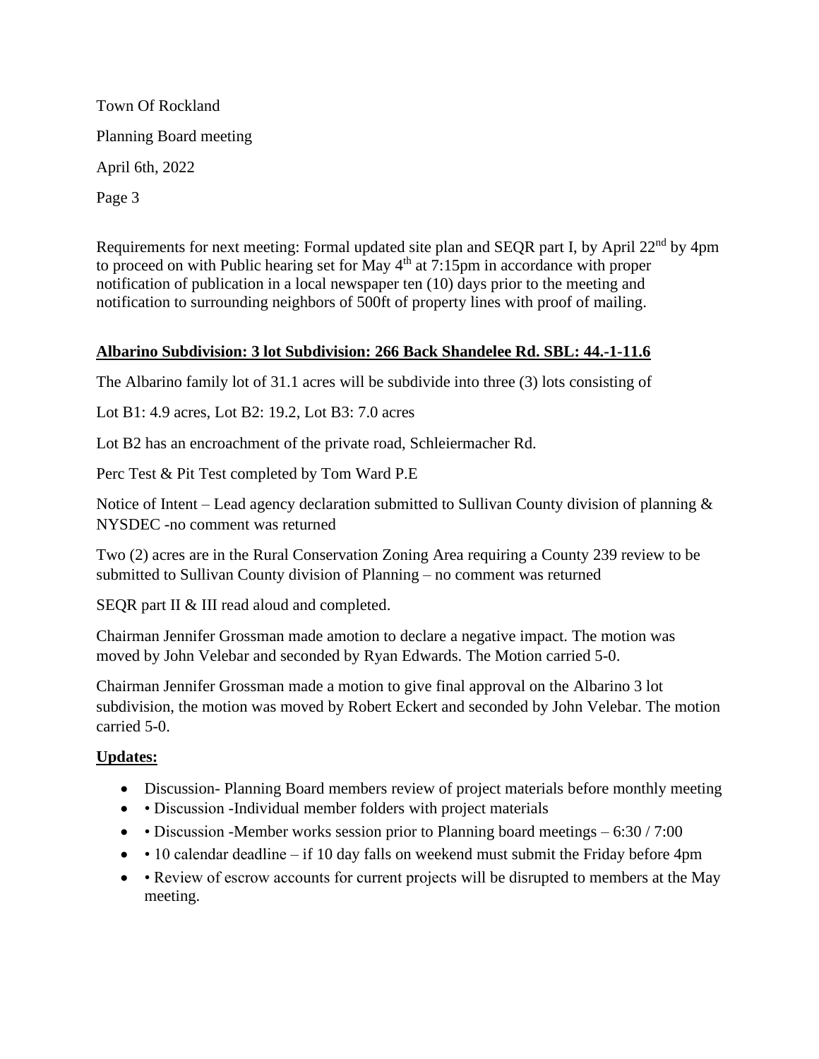Requirements for next meeting: Formal updated site plan and SEQR part I, by April 22nd by 4pm to proceed on with Public hearing set for May 4th at 7:15pm in accordance with proper notification of publication in a local newspaper ten (10) days prior to the meeting and notification to surrounding neighbors of 500ft of property lines with proof of mailing.

**Albarino Subdivision: 3 lot Subdivision: 266 Back Shandelee Rd. SBL: 44.-1-11.6**

The Albarino family lot of 31.1 acres will be subdivide into three (3) lots consisting of

Lot B1: 4.9 acres, Lot B2: 19.2, Lot B3: 7.0 acres

Lot B2 has an encroachment of the private road, Schleiermacher Rd.

Perc Test & Pit Test completed by Tom Ward P.E

Notice of Intent – Lead agency declaration submitted to Sullivan County division of planning & NYSDEC -no comment was returned

Two (2) acres are in the Rural Conservation Zoning Area requiring a County 239 review to be submitted to Sullivan County division of Planning – no comment was returned

SEQR part II & III read aloud and completed.

Chairman Jennifer Grossman made amotion to declare a negative impact. The motion was moved by John Velebar and seconded by Ryan Edwards. The Motion carried 5-0.

Chairman Jennifer Grossman made a motion to give final approval on the Albarino 3 lot subdivision, the motion was moved by Robert Eckert and seconded by John Velebar. The motion carried 5-0.

**Updates:**

- Discussion- Planning Board members review of project materials before monthly meeting
- • Discussion -Individual member folders with project materials
- • Discussion -Member works session prior to Planning board meetings – 6:30 / 7:00
- • 10 calendar deadline – if 10 day falls on weekend must submit the Friday before 4pm
- • Review of escrow accounts for current projects will be disrupted to members at the May meeting.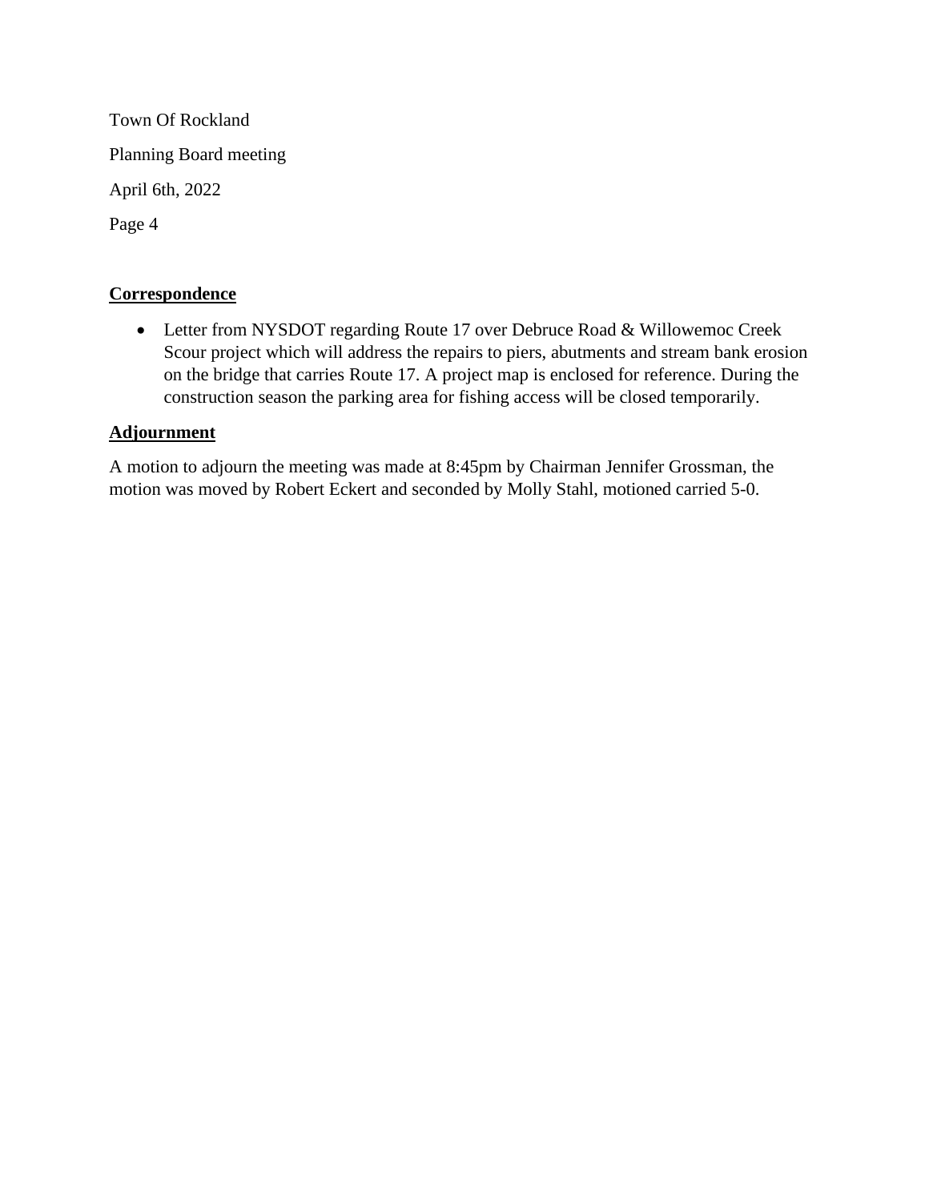## Correspondence

- Letter from NYSDOT regarding Route 17 over Debruce Road & Willowemoc Creek Scour project which will address the repairs to piers, abutments and stream bank erosion on the bridge that carries Route 17. A project map is enclosed for reference. During the construction season the parking area for fishing access will be closed temporarily.

## Adjournment

A motion to adjourn the meeting was made at 8:45pm by Chairman Jennifer Grossman, the motion was moved by Robert Eckert and seconded by Molly Stahl, motioned carried 5-0.